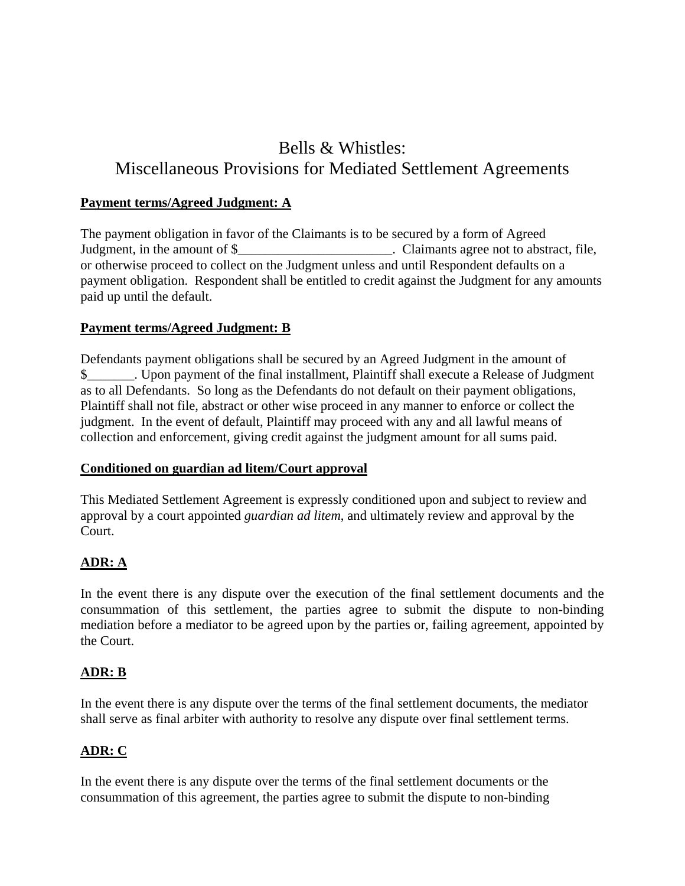# Bells & Whistles: Miscellaneous Provisions for Mediated Settlement Agreements

**Payment terms/Agreed Judgment: A**

The payment obligation in favor of the Claimants is to be secured by a form of Agreed Judgment, in the amount of $_______________________. Claimants agree not to abstract, file, or otherwise proceed to collect on the Judgment unless and until Respondent defaults on a payment obligation. Respondent shall be entitled to credit against the Judgment for any amounts paid up until the default.

**Payment terms/Agreed Judgment: B**

Defendants payment obligations shall be secured by an Agreed Judgment in the amount of $_______. Upon payment of the final installment, Plaintiff shall execute a Release of Judgment as to all Defendants. So long as the Defendants do not default on their payment obligations, Plaintiff shall not file, abstract or other wise proceed in any manner to enforce or collect the judgment. In the event of default, Plaintiff may proceed with any and all lawful means of collection and enforcement, giving credit against the judgment amount for all sums paid.

**Conditioned on guardian ad litem/Court approval**

This Mediated Settlement Agreement is expressly conditioned upon and subject to review and approval by a court appointed *guardian ad litem*, and ultimately review and approval by the Court.

**ADR: A**

In the event there is any dispute over the execution of the final settlement documents and the consummation of this settlement, the parties agree to submit the dispute to non-binding mediation before a mediator to be agreed upon by the parties or, failing agreement, appointed by the Court.

**ADR: B**

In the event there is any dispute over the terms of the final settlement documents, the mediator shall serve as final arbiter with authority to resolve any dispute over final settlement terms.

**ADR: C**

In the event there is any dispute over the terms of the final settlement documents or the consummation of this agreement, the parties agree to submit the dispute to non-binding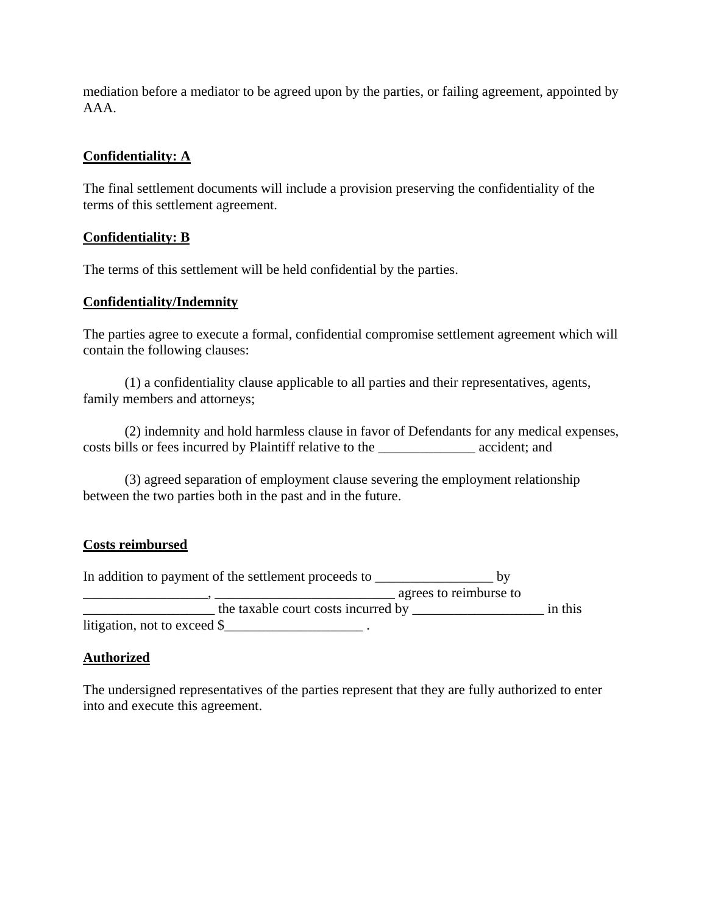mediation before a mediator to be agreed upon by the parties, or failing agreement, appointed by AAA.

**Confidentiality: A**

The final settlement documents will include a provision preserving the confidentiality of the terms of this settlement agreement.

**Confidentiality: B**

The terms of this settlement will be held confidential by the parties.

**Confidentiality/Indemnity**

The parties agree to execute a formal, confidential compromise settlement agreement which will contain the following clauses:

(1) a confidentiality clause applicable to all parties and their representatives, agents, family members and attorneys;

(2) indemnity and hold harmless clause in favor of Defendants for any medical expenses, costs bills or fees incurred by Plaintiff relative to the ______________ accident; and

(3) agreed separation of employment clause severing the employment relationship between the two parties both in the past and in the future.

**Costs reimbursed**

In addition to payment of the settlement proceeds to _________________ by __________________, __________________________ agrees to reimburse to ___________________ the taxable court costs incurred by ___________________ in this litigation, not to exceed $____________________ .

**Authorized**

The undersigned representatives of the parties represent that they are fully authorized to enter into and execute this agreement.